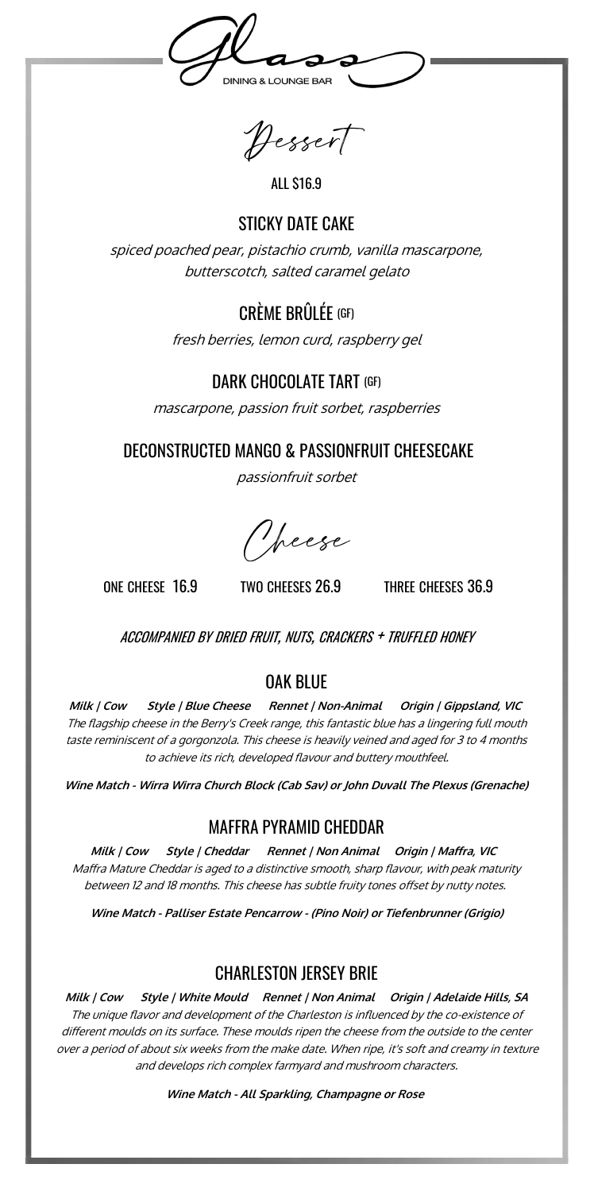# Glass

DINING & LOUNGE BAR

## Dessert

ALL $16.9

### STICKY DATE CAKE

*spiced poached pear, pistachio crumb, vanilla mascarpone, butterscotch, salted caramel gelato*

### CRÈME BRÛLÉE (GF)

*fresh berries, lemon curd, raspberry gel*

### DARK CHOCOLATE TART (GF)

*mascarpone, passion fruit sorbet, raspberries*

### DECONSTRUCTED MANGO & PASSIONFRUIT CHEESECAKE

*passionfruit sorbet*

## Cheese

ONE CHEESE 16.9 TWO CHEESES 26.9 THREE CHEESES 36.9

*ACCOMPANIED BY DRIED FRUIT, NUTS, CRACKERS + TRUFFLED HONEY*

### OAK BLUE

***Milk | Cow Style | Blue Cheese Rennet | Non-Animal Origin | Gippsland, VIC***

*The flagship cheese in the Berry's Creek range, this fantastic blue has a lingering full mouth taste reminiscent of a gorgonzola. This cheese is heavily veined and aged for 3 to 4 months to achieve its rich, developed flavour and buttery mouthfeel.*

***Wine Match - Wirra Wirra Church Block (Cab Sav) or John Duvall The Plexus (Grenache)***

### MAFFRA PYRAMID CHEDDAR

***Milk | Cow Style | Cheddar Rennet | Non Animal Origin | Maffra, VIC***

*Maffra Mature Cheddar is aged to a distinctive smooth, sharp flavour, with peak maturity between 12 and 18 months. This cheese has subtle fruity tones offset by nutty notes.*

***Wine Match - Palliser Estate Pencarrow - (Pino Noir) or Tiefenbrunner (Grigio)***

### CHARLESTON JERSEY BRIE

***Milk | Cow Style | White Mould Rennet | Non Animal Origin | Adelaide Hills, SA***

*The unique flavor and development of the Charleston is influenced by the co-existence of different moulds on its surface. These moulds ripen the cheese from the outside to the center over a period of about six weeks from the make date. When ripe, it's soft and creamy in texture and develops rich complex farmyard and mushroom characters.*

***Wine Match - All Sparkling, Champagne or Rose***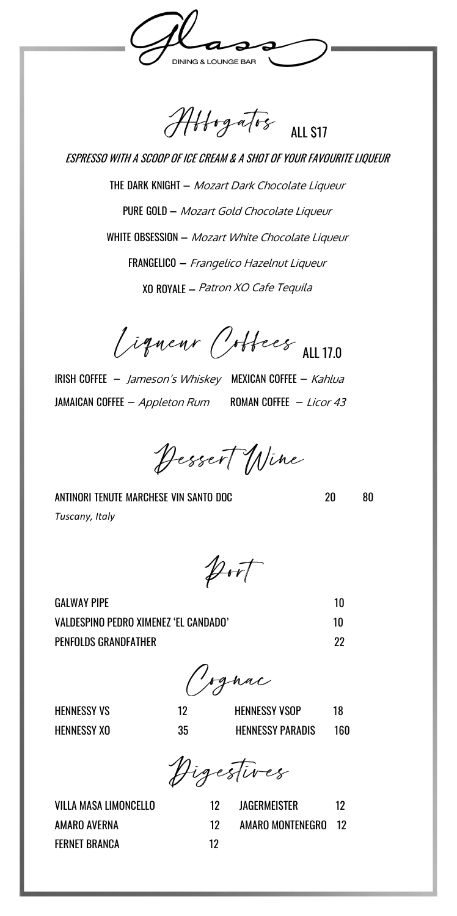# Glass
DINING & LOUNGE BAR

## Affogatos ALL $17

*ESPRESSO WITH A SCOOP OF ICE CREAM & A SHOT OF YOUR FAVOURITE LIQUEUR*

THE DARK KNIGHT – *Mozart Dark Chocolate Liqueur*

PURE GOLD – *Mozart Gold Chocolate Liqueur*

WHITE OBSESSION – *Mozart White Chocolate Liqueur*

FRANGELICO – *Frangelico Hazelnut Liqueur*

XO ROYALE – *Patron XO Cafe Tequila*

## Liqueur Coffees ALL 17.0

IRISH COFFEE – *Jameson's Whiskey*

MEXICAN COFFEE – *Kahlua*

JAMAICAN COFFEE – *Appleton Rum*

ROMAN COFFEE – *Licor 43*

## Dessert Wine

| | | |
|---|---|---|
| ANTINORI TENUTE MARCHESE VIN SANTO DOC<br>*Tuscany, Italy* | 20 | 80 |

## Port

| | |
|---|---|
| GALWAY PIPE | 10 |
| VALDESPINO PEDRO XIMENEZ 'EL CANDADO' | 10 |
| PENFOLDS GRANDFATHER | 22 |

## Cognac

| | | | |
|---|---|---|---|
| HENNESSY VS | 12 | HENNESSY VSOP | 18 |
| HENNESSY XO | 35 | HENNESSY PARADIS | 160 |

## Digestives

| | | | |
|---|---|---|---|
| VILLA MASA LIMONCELLO | 12 | JAGERMEISTER | 12 |
| AMARO AVERNA | 12 | AMARO MONTENEGRO | 12 |
| FERNET BRANCA | 12 | | |